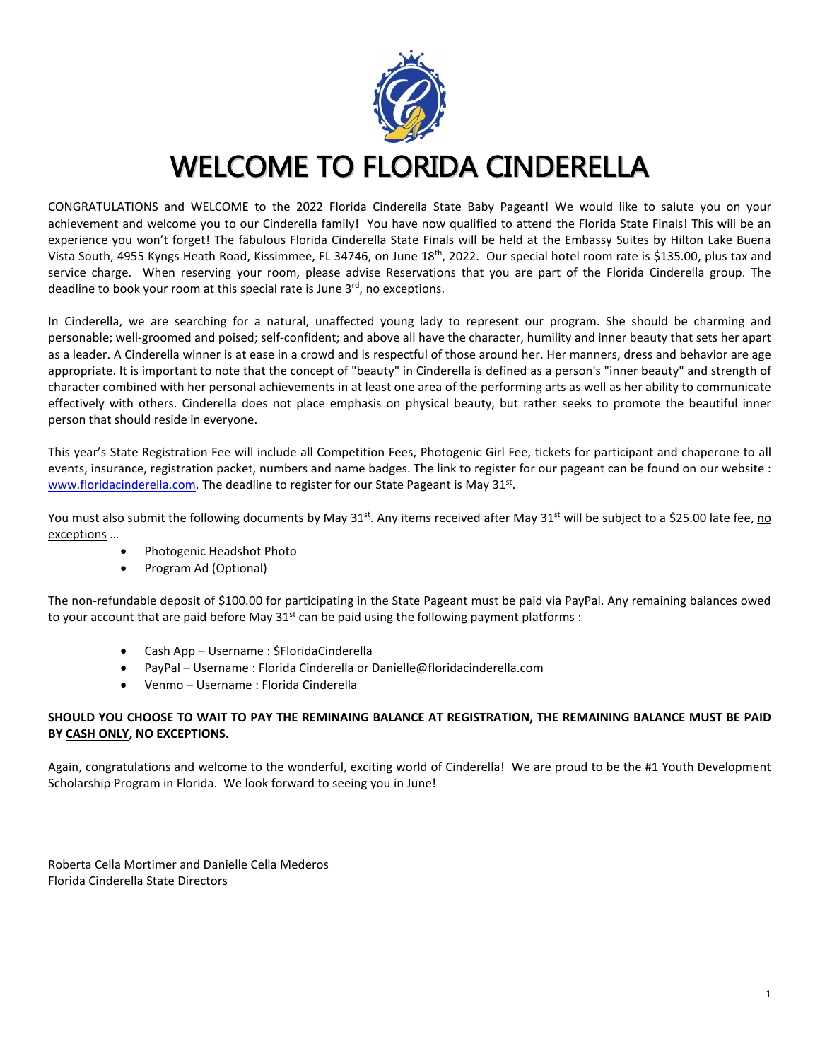# WELCOME TO FLORIDA CINDERELLA

CONGRATULATIONS and WELCOME to the 2022 Florida Cinderella State Baby Pageant! We would like to salute you on your achievement and welcome you to our Cinderella family! You have now qualified to attend the Florida State Finals! This will be an experience you won't forget! The fabulous Florida Cinderella State Finals will be held at the Embassy Suites by Hilton Lake Buena Vista South, 4955 Kyngs Heath Road, Kissimmee, FL 34746, on June 18th, 2022. Our special hotel room rate is $135.00, plus tax and service charge. When reserving your room, please advise Reservations that you are part of the Florida Cinderella group. The deadline to book your room at this special rate is June 3rd, no exceptions.

In Cinderella, we are searching for a natural, unaffected young lady to represent our program. She should be charming and personable; well-groomed and poised; self-confident; and above all have the character, humility and inner beauty that sets her apart as a leader. A Cinderella winner is at ease in a crowd and is respectful of those around her. Her manners, dress and behavior are age appropriate. It is important to note that the concept of "beauty" in Cinderella is defined as a person's "inner beauty" and strength of character combined with her personal achievements in at least one area of the performing arts as well as her ability to communicate effectively with others. Cinderella does not place emphasis on physical beauty, but rather seeks to promote the beautiful inner person that should reside in everyone.

This year's State Registration Fee will include all Competition Fees, Photogenic Girl Fee, tickets for participant and chaperone to all events, insurance, registration packet, numbers and name badges. The link to register for our pageant can be found on our website : www.floridacinderella.com. The deadline to register for our State Pageant is May 31st.

You must also submit the following documents by May 31st. Any items received after May 31st will be subject to a $25.00 late fee, no exceptions …

- Photogenic Headshot Photo
- Program Ad (Optional)

The non-refundable deposit of $100.00 for participating in the State Pageant must be paid via PayPal. Any remaining balances owed to your account that are paid before May 31st can be paid using the following payment platforms :

- Cash App – Username : $FloridaCinderella
- PayPal – Username : Florida Cinderella or Danielle@floridacinderella.com
- Venmo – Username : Florida Cinderella

**SHOULD YOU CHOOSE TO WAIT TO PAY THE REMINAING BALANCE AT REGISTRATION, THE REMAINING BALANCE MUST BE PAID BY CASH ONLY, NO EXCEPTIONS.**

Again, congratulations and welcome to the wonderful, exciting world of Cinderella! We are proud to be the #1 Youth Development Scholarship Program in Florida. We look forward to seeing you in June!

Roberta Cella Mortimer and Danielle Cella Mederos
Florida Cinderella State Directors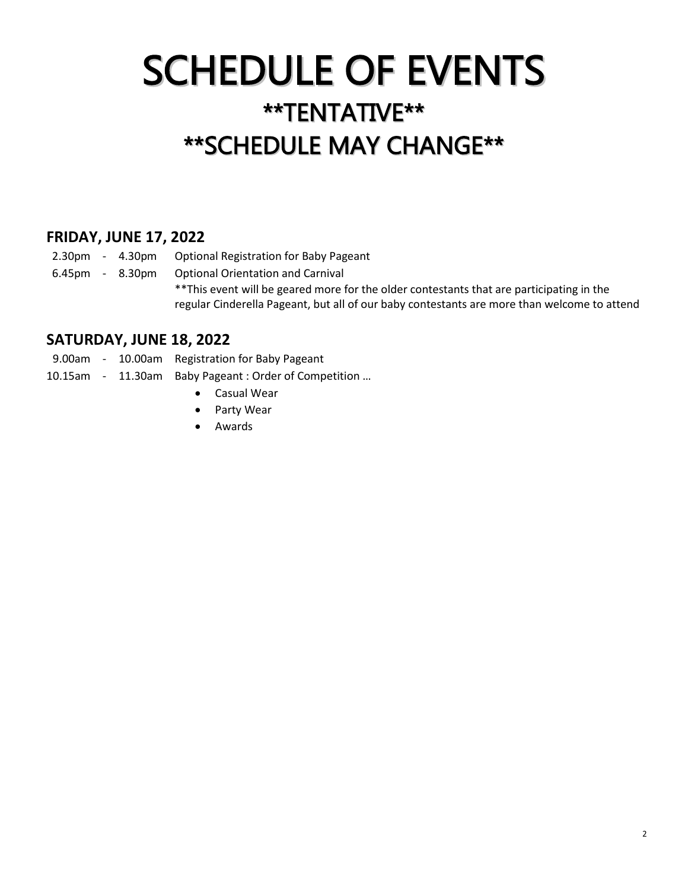# SCHEDULE OF EVENTS

## **TENTATIVE**

## **SCHEDULE MAY CHANGE**

### FRIDAY, JUNE 17, 2022

2.30pm - 4.30pm Optional Registration for Baby Pageant

6.45pm - 8.30pm Optional Orientation and Carnival

**This event will be geared more for the older contestants that are participating in the regular Cinderella Pageant, but all of our baby contestants are more than welcome to attend

### SATURDAY, JUNE 18, 2022

9.00am - 10.00am Registration for Baby Pageant

10.15am - 11.30am Baby Pageant : Order of Competition …

- Casual Wear
- Party Wear
- Awards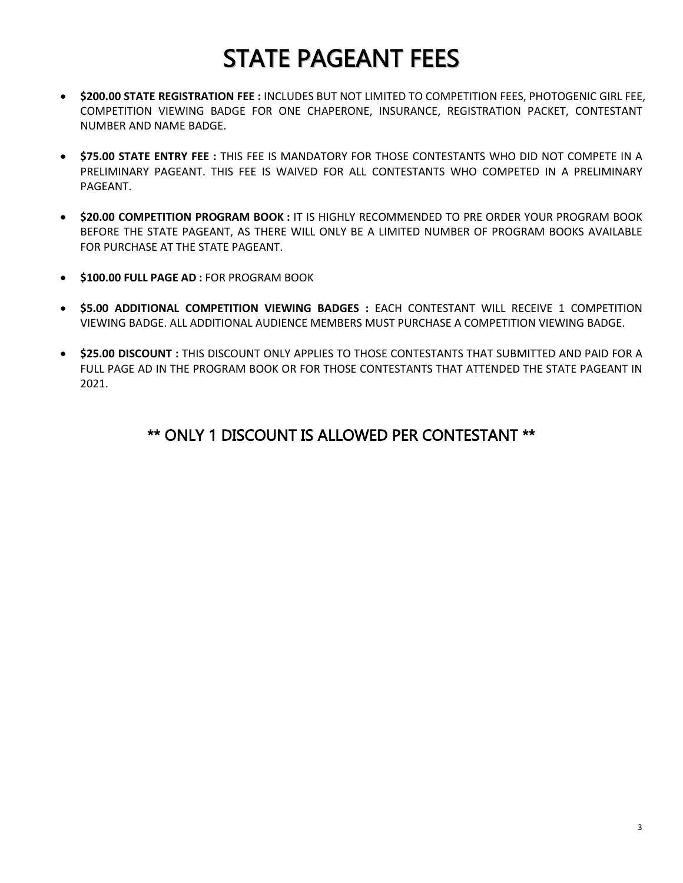# STATE PAGEANT FEES

- **$200.00 STATE REGISTRATION FEE :** INCLUDES BUT NOT LIMITED TO COMPETITION FEES, PHOTOGENIC GIRL FEE, COMPETITION VIEWING BADGE FOR ONE CHAPERONE, INSURANCE, REGISTRATION PACKET, CONTESTANT NUMBER AND NAME BADGE.

- **$75.00 STATE ENTRY FEE :** THIS FEE IS MANDATORY FOR THOSE CONTESTANTS WHO DID NOT COMPETE IN A PRELIMINARY PAGEANT. THIS FEE IS WAIVED FOR ALL CONTESTANTS WHO COMPETED IN A PRELIMINARY PAGEANT.

- **$20.00 COMPETITION PROGRAM BOOK :** IT IS HIGHLY RECOMMENDED TO PRE ORDER YOUR PROGRAM BOOK BEFORE THE STATE PAGEANT, AS THERE WILL ONLY BE A LIMITED NUMBER OF PROGRAM BOOKS AVAILABLE FOR PURCHASE AT THE STATE PAGEANT.

- **$100.00 FULL PAGE AD :** FOR PROGRAM BOOK

- **$5.00 ADDITIONAL COMPETITION VIEWING BADGES :** EACH CONTESTANT WILL RECEIVE 1 COMPETITION VIEWING BADGE. ALL ADDITIONAL AUDIENCE MEMBERS MUST PURCHASE A COMPETITION VIEWING BADGE.

- **$25.00 DISCOUNT :** THIS DISCOUNT ONLY APPLIES TO THOSE CONTESTANTS THAT SUBMITTED AND PAID FOR A FULL PAGE AD IN THE PROGRAM BOOK OR FOR THOSE CONTESTANTS THAT ATTENDED THE STATE PAGEANT IN 2021.

## ** ONLY 1 DISCOUNT IS ALLOWED PER CONTESTANT **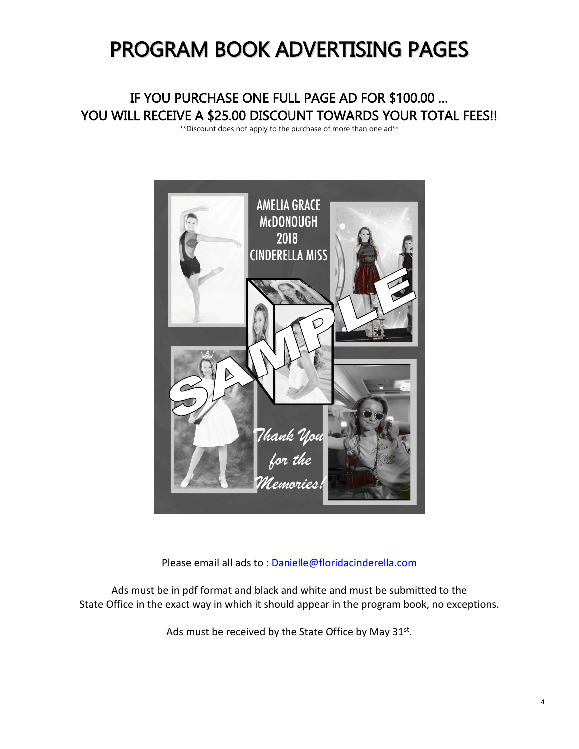# PROGRAM BOOK ADVERTISING PAGES

## IF YOU PURCHASE ONE FULL PAGE AD FOR $100.00 …
## YOU WILL RECEIVE A $25.00 DISCOUNT TOWARDS YOUR TOTAL FEES!!

**Discount does not apply to the purchase of more than one ad**

Please email all ads to : Danielle@floridacinderella.com

Ads must be in pdf format and black and white and must be submitted to the State Office in the exact way in which it should appear in the program book, no exceptions.

Ads must be received by the State Office by May 31st.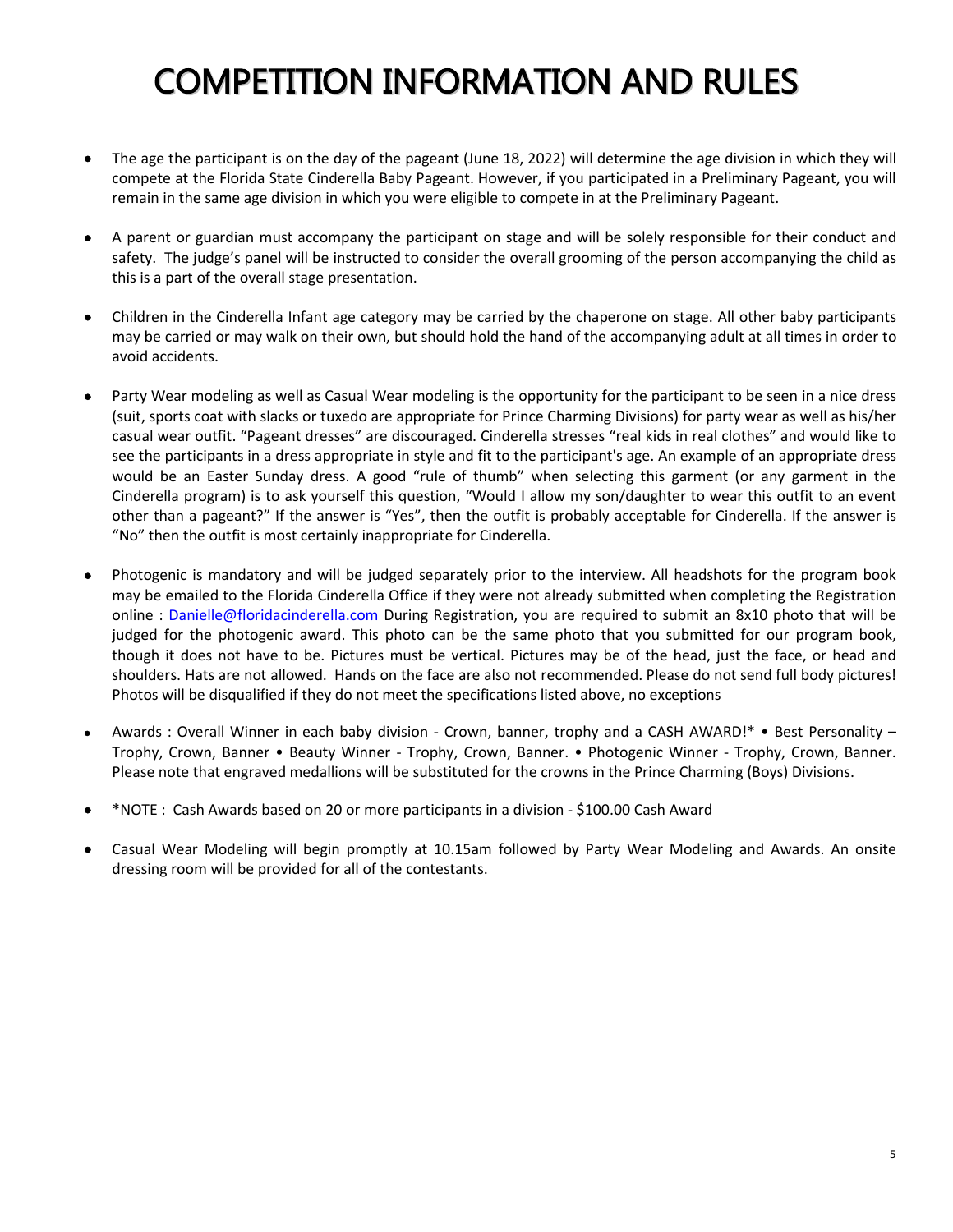# COMPETITION INFORMATION AND RULES

- The age the participant is on the day of the pageant (June 18, 2022) will determine the age division in which they will compete at the Florida State Cinderella Baby Pageant. However, if you participated in a Preliminary Pageant, you will remain in the same age division in which you were eligible to compete in at the Preliminary Pageant.

- A parent or guardian must accompany the participant on stage and will be solely responsible for their conduct and safety. The judge's panel will be instructed to consider the overall grooming of the person accompanying the child as this is a part of the overall stage presentation.

- Children in the Cinderella Infant age category may be carried by the chaperone on stage. All other baby participants may be carried or may walk on their own, but should hold the hand of the accompanying adult at all times in order to avoid accidents.

- Party Wear modeling as well as Casual Wear modeling is the opportunity for the participant to be seen in a nice dress (suit, sports coat with slacks or tuxedo are appropriate for Prince Charming Divisions) for party wear as well as his/her casual wear outfit. "Pageant dresses" are discouraged. Cinderella stresses "real kids in real clothes" and would like to see the participants in a dress appropriate in style and fit to the participant's age. An example of an appropriate dress would be an Easter Sunday dress. A good "rule of thumb" when selecting this garment (or any garment in the Cinderella program) is to ask yourself this question, "Would I allow my son/daughter to wear this outfit to an event other than a pageant?" If the answer is "Yes", then the outfit is probably acceptable for Cinderella. If the answer is "No" then the outfit is most certainly inappropriate for Cinderella.

- Photogenic is mandatory and will be judged separately prior to the interview. All headshots for the program book may be emailed to the Florida Cinderella Office if they were not already submitted when completing the Registration online : [Danielle@floridacinderella.com](mailto:Danielle@floridacinderella.com) During Registration, you are required to submit an 8x10 photo that will be judged for the photogenic award. This photo can be the same photo that you submitted for our program book, though it does not have to be. Pictures must be vertical. Pictures may be of the head, just the face, or head and shoulders. Hats are not allowed. Hands on the face are also not recommended. Please do not send full body pictures! Photos will be disqualified if they do not meet the specifications listed above, no exceptions

- Awards : Overall Winner in each baby division - Crown, banner, trophy and a CASH AWARD!* • Best Personality – Trophy, Crown, Banner • Beauty Winner - Trophy, Crown, Banner. • Photogenic Winner - Trophy, Crown, Banner. Please note that engraved medallions will be substituted for the crowns in the Prince Charming (Boys) Divisions.

- *NOTE : Cash Awards based on 20 or more participants in a division - $100.00 Cash Award

- Casual Wear Modeling will begin promptly at 10.15am followed by Party Wear Modeling and Awards. An onsite dressing room will be provided for all of the contestants.